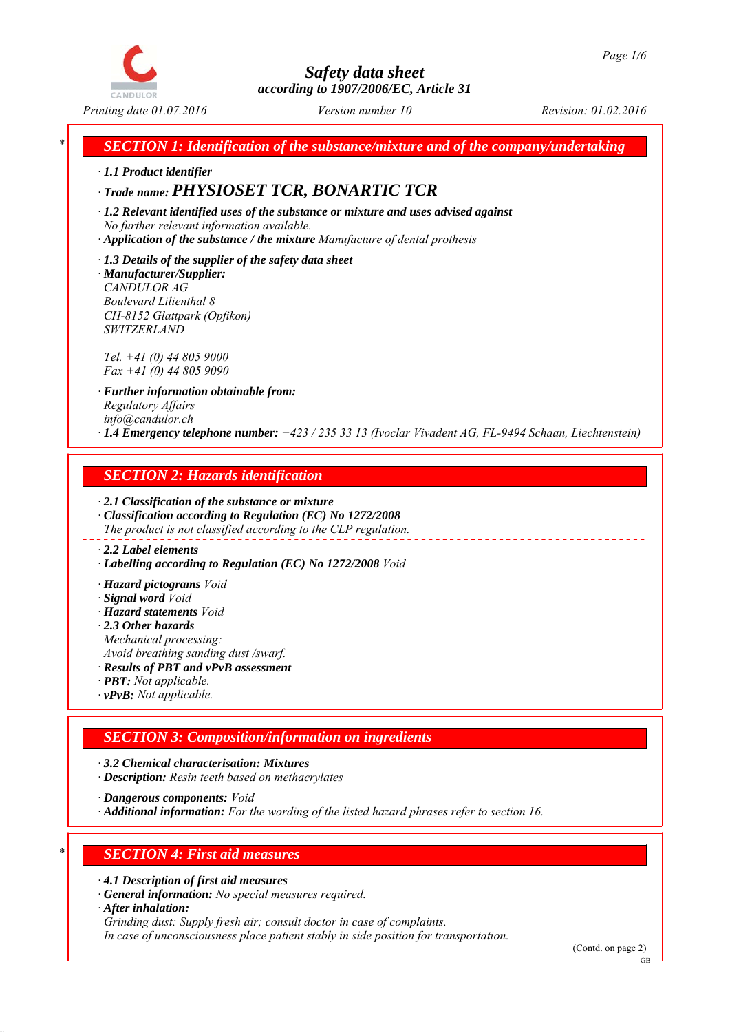# Safety data sheet

*according to 1907/2006/EC, Article 31*

Printing date 01.07.2016 | Version number 10 | Revision: 01.02.2016

## SECTION 1: Identification of the substance/mixture and of the company/undertaking

· **1.1 Product identifier**

· **Trade name: PHYSIOSET TCR, BONARTIC TCR**

· **1.2 Relevant identified uses of the substance or mixture and uses advised against**
No further relevant information available.

· **Application of the substance / the mixture** Manufacture of dental prothesis

· **1.3 Details of the supplier of the safety data sheet**

· **Manufacturer/Supplier:**
CANDULOR AG
Boulevard Lilienthal 8
CH-8152 Glattpark (Opfikon)
SWITZERLAND

Tel. +41 (0) 44 805 9000
Fax +41 (0) 44 805 9090

· **Further information obtainable from:**
Regulatory Affairs
info@candulor.ch

· **1.4 Emergency telephone number:** +423 / 235 33 13 (Ivoclar Vivadent AG, FL-9494 Schaan, Liechtenstein)

## SECTION 2: Hazards identification

· **2.1 Classification of the substance or mixture**

· **Classification according to Regulation (EC) No 1272/2008**
The product is not classified according to the CLP regulation.

· **2.2 Label elements**

· **Labelling according to Regulation (EC) No 1272/2008** Void

· **Hazard pictograms** Void

· **Signal word** Void

· **Hazard statements** Void

· **2.3 Other hazards**
Mechanical processing:
Avoid breathing sanding dust /swarf.

· **Results of PBT and vPvB assessment**

· **PBT:** Not applicable.

· **vPvB:** Not applicable.

## SECTION 3: Composition/information on ingredients

· **3.2 Chemical characterisation: Mixtures**

· **Description:** Resin teeth based on methacrylates

· **Dangerous components:** Void

· **Additional information:** For the wording of the listed hazard phrases refer to section 16.

## SECTION 4: First aid measures

· **4.1 Description of first aid measures**

· **General information:** No special measures required.

· **After inhalation:**
Grinding dust: Supply fresh air; consult doctor in case of complaints.
In case of unconsciousness place patient stably in side position for transportation.

(Contd. on page 2)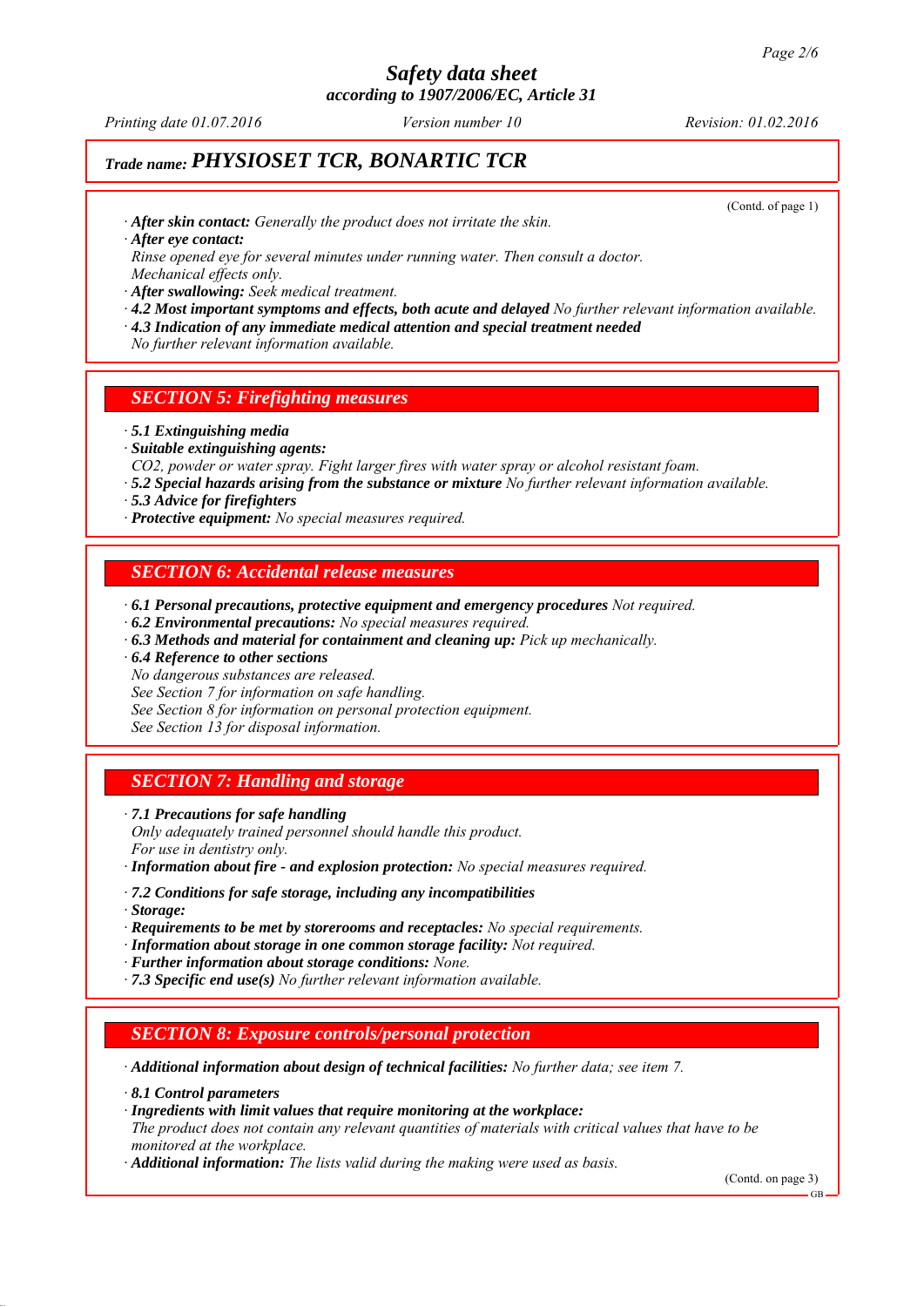## Trade name: PHYSIOSET TCR, BONARTIC TCR

(Contd. of page 1)

· **After skin contact:** Generally the product does not irritate the skin.
· **After eye contact:**
Rinse opened eye for several minutes under running water. Then consult a doctor.
Mechanical effects only.
· **After swallowing:** Seek medical treatment.
· **4.2 Most important symptoms and effects, both acute and delayed** No further relevant information available.
· **4.3 Indication of any immediate medical attention and special treatment needed**
No further relevant information available.

## SECTION 5: Firefighting measures

· **5.1 Extinguishing media**
· **Suitable extinguishing agents:**
$CO_2$, powder or water spray. Fight larger fires with water spray or alcohol resistant foam.
· **5.2 Special hazards arising from the substance or mixture** No further relevant information available.
· **5.3 Advice for firefighters**
· **Protective equipment:** No special measures required.

## SECTION 6: Accidental release measures

· **6.1 Personal precautions, protective equipment and emergency procedures** Not required.
· **6.2 Environmental precautions:** No special measures required.
· **6.3 Methods and material for containment and cleaning up:** Pick up mechanically.
· **6.4 Reference to other sections**
No dangerous substances are released.
See Section 7 for information on safe handling.
See Section 8 for information on personal protection equipment.
See Section 13 for disposal information.

## SECTION 7: Handling and storage

· **7.1 Precautions for safe handling**
Only adequately trained personnel should handle this product.
For use in dentistry only.
· **Information about fire - and explosion protection:** No special measures required.

· **7.2 Conditions for safe storage, including any incompatibilities**
· **Storage:**
· **Requirements to be met by storerooms and receptacles:** No special requirements.
· **Information about storage in one common storage facility:** Not required.
· **Further information about storage conditions:** None.
· **7.3 Specific end use(s)** No further relevant information available.

## SECTION 8: Exposure controls/personal protection

· **Additional information about design of technical facilities:** No further data; see item 7.

· **8.1 Control parameters**
· **Ingredients with limit values that require monitoring at the workplace:**
The product does not contain any relevant quantities of materials with critical values that have to be monitored at the workplace.
· **Additional information:** The lists valid during the making were used as basis.

(Contd. on page 3)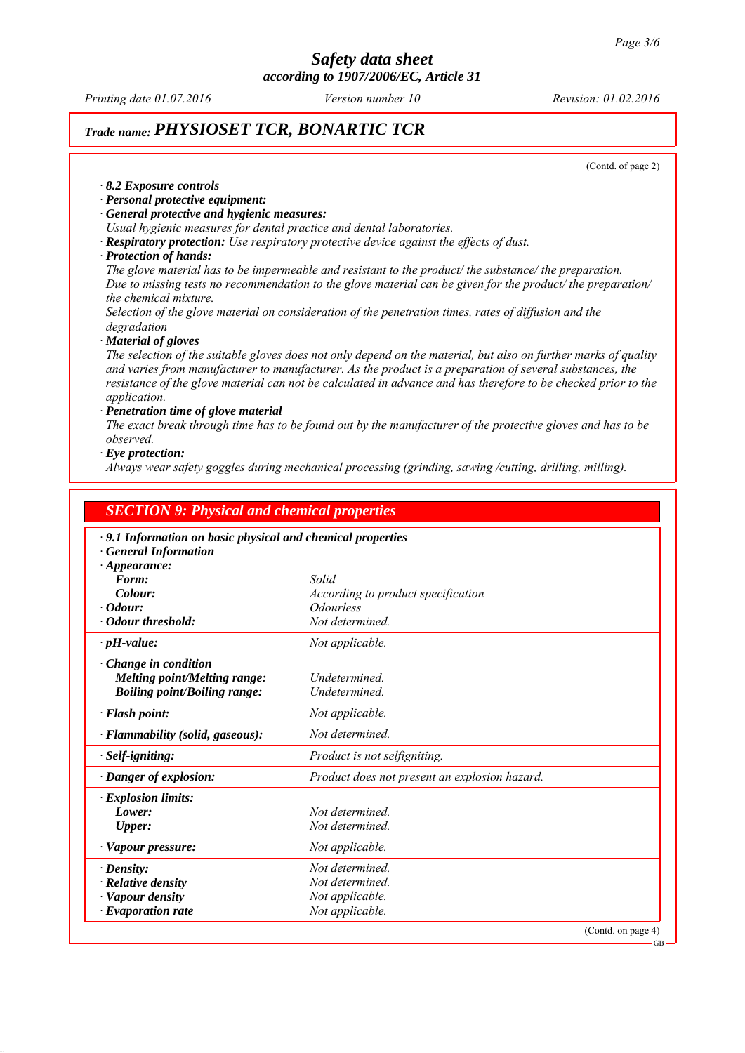# Safety data sheet
**according to 1907/2006/EC, Article 31**

*Printing date 01.07.2016* *Version number 10* *Revision: 01.02.2016*

## *Trade name:* PHYSIOSET TCR, BONARTIC TCR

(Contd. of page 2)

- ***8.2 Exposure controls***
- ***Personal protective equipment:***
- ***General protective and hygienic measures:***
  *Usual hygienic measures for dental practice and dental laboratories.*
- ***Respiratory protection:*** *Use respiratory protective device against the effects of dust.*
- ***Protection of hands:***
  *The glove material has to be impermeable and resistant to the product/ the substance/ the preparation.*
  *Due to missing tests no recommendation to the glove material can be given for the product/ the preparation/ the chemical mixture.*
  *Selection of the glove material on consideration of the penetration times, rates of diffusion and the degradation*
- ***Material of gloves***
  *The selection of the suitable gloves does not only depend on the material, but also on further marks of quality and varies from manufacturer to manufacturer. As the product is a preparation of several substances, the resistance of the glove material can not be calculated in advance and has therefore to be checked prior to the application.*
- ***Penetration time of glove material***
  *The exact break through time has to be found out by the manufacturer of the protective gloves and has to be observed.*
- ***Eye protection:***
  *Always wear safety goggles during mechanical processing (grinding, sawing /cutting, drilling, milling).*

## SECTION 9: Physical and chemical properties

- ***9.1 Information on basic physical and chemical properties***
- ***General Information***

| | |
|---|---|
| **· Appearance:** | |
| **Form:** | *Solid* |
| **Colour:** | *According to product specification* |
| **· Odour:** | *Odourless* |
| **· Odour threshold:** | *Not determined.* |
| **· pH-value:** | *Not applicable.* |
| **· Change in condition** | |
| **Melting point/Melting range:** | *Undetermined.* |
| **Boiling point/Boiling range:** | *Undetermined.* |
| **· Flash point:** | *Not applicable.* |
| **· Flammability (solid, gaseous):** | *Not determined.* |
| **· Self-igniting:** | *Product is not selfigniting.* |
| **· Danger of explosion:** | *Product does not present an explosion hazard.* |
| **· Explosion limits:** | |
| **Lower:** | *Not determined.* |
| **Upper:** | *Not determined.* |
| **· Vapour pressure:** | *Not applicable.* |
| **· Density:** | *Not determined.* |
| **· Relative density** | *Not determined.* |
| **· Vapour density** | *Not applicable.* |
| **· Evaporation rate** | *Not applicable.* |

(Contd. on page 4)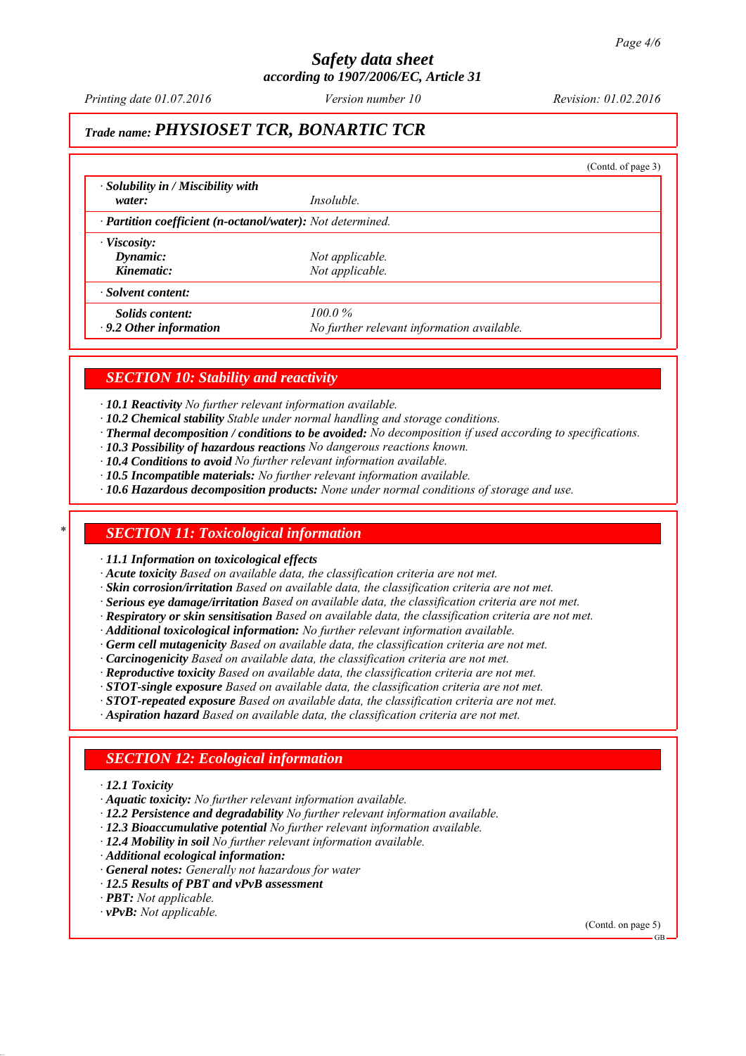# Safety data sheet

**according to 1907/2006/EC, Article 31**

*Printing date 01.07.2016* *Version number 10* *Revision: 01.02.2016*

## Trade name: PHYSIOSET TCR, BONARTIC TCR

(Contd. of page 3)

| | |
|---|---|
| · **Solubility in / Miscibility with water:** | *Insoluble.* |
| · **Partition coefficient (n-octanol/water):** *Not determined.* | |
| · **Viscosity:** | |
| **Dynamic:** | *Not applicable.* |
| **Kinematic:** | *Not applicable.* |
| · **Solvent content:** | |
| **Solids content:** | *100.0 %* |
| · **9.2 Other information** | *No further relevant information available.* |

## SECTION 10: Stability and reactivity

- · **10.1 Reactivity** *No further relevant information available.*
- · **10.2 Chemical stability** *Stable under normal handling and storage conditions.*
- · **Thermal decomposition / conditions to be avoided:** *No decomposition if used according to specifications.*
- · **10.3 Possibility of hazardous reactions** *No dangerous reactions known.*
- · **10.4 Conditions to avoid** *No further relevant information available.*
- · **10.5 Incompatible materials:** *No further relevant information available.*
- · **10.6 Hazardous decomposition products:** *None under normal conditions of storage and use.*

## * SECTION 11: Toxicological information

- · **11.1 Information on toxicological effects**
- · **Acute toxicity** *Based on available data, the classification criteria are not met.*
- · **Skin corrosion/irritation** *Based on available data, the classification criteria are not met.*
- · **Serious eye damage/irritation** *Based on available data, the classification criteria are not met.*
- · **Respiratory or skin sensitisation** *Based on available data, the classification criteria are not met.*
- · **Additional toxicological information:** *No further relevant information available.*
- · **Germ cell mutagenicity** *Based on available data, the classification criteria are not met.*
- · **Carcinogenicity** *Based on available data, the classification criteria are not met.*
- · **Reproductive toxicity** *Based on available data, the classification criteria are not met.*
- · **STOT-single exposure** *Based on available data, the classification criteria are not met.*
- · **STOT-repeated exposure** *Based on available data, the classification criteria are not met.*
- · **Aspiration hazard** *Based on available data, the classification criteria are not met.*

## SECTION 12: Ecological information

- · **12.1 Toxicity**
- · **Aquatic toxicity:** *No further relevant information available.*
- · **12.2 Persistence and degradability** *No further relevant information available.*
- · **12.3 Bioaccumulative potential** *No further relevant information available.*
- · **12.4 Mobility in soil** *No further relevant information available.*
- · **Additional ecological information:**
- · **General notes:** *Generally not hazardous for water*
- · **12.5 Results of PBT and vPvB assessment**
- · **PBT:** *Not applicable.*
- · **vPvB:** *Not applicable.*

(Contd. on page 5)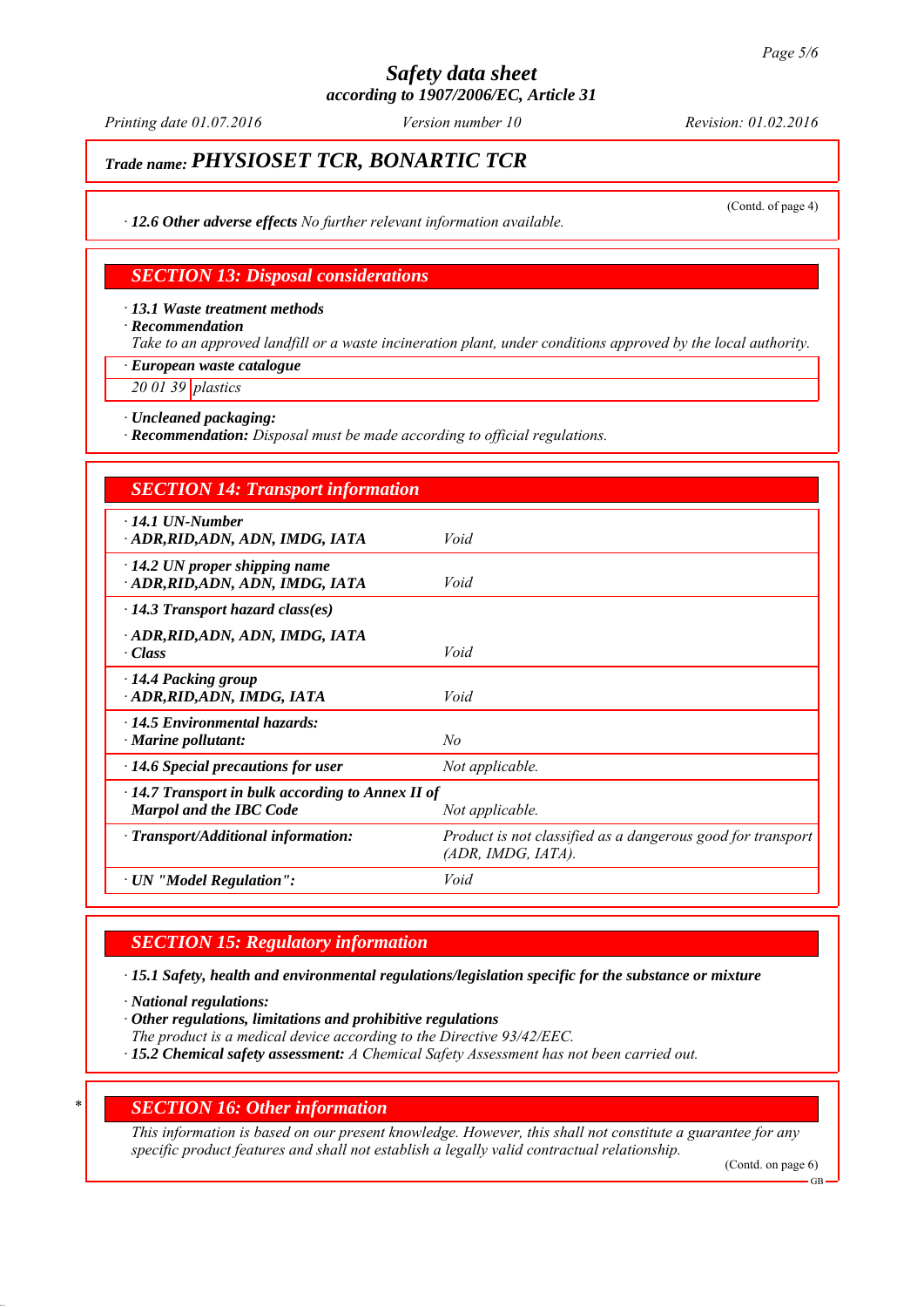## Trade name: PHYSIOSET TCR, BONARTIC TCR

(Contd. of page 4)

· **12.6 Other adverse effects** *No further relevant information available.*

## SECTION 13: Disposal considerations

· **13.1 Waste treatment methods**
· **Recommendation**
*Take to an approved landfill or a waste incineration plant, under conditions approved by the local authority.*

| · **European waste catalogue** | |
|---|---|
| 20 01 39 | plastics |

· **Uncleaned packaging:**
· **Recommendation:** *Disposal must be made according to official regulations.*

## SECTION 14: Transport information

| | |
|---|---|
| · **14.1 UN-Number**<br>· **ADR,RID,ADN, ADN, IMDG, IATA** | *Void* |
| · **14.2 UN proper shipping name**<br>· **ADR,RID,ADN, ADN, IMDG, IATA** | *Void* |
| · **14.3 Transport hazard class(es)**<br>· **ADR,RID,ADN, ADN, IMDG, IATA**<br>· **Class** | *Void* |
| · **14.4 Packing group**<br>· **ADR,RID,ADN, IMDG, IATA** | *Void* |
| · **14.5 Environmental hazards:**<br>· **Marine pollutant:** | *No* |
| · **14.6 Special precautions for user** | *Not applicable.* |
| · **14.7 Transport in bulk according to Annex II of Marpol and the IBC Code** | *Not applicable.* |
| · **Transport/Additional information:** | *Product is not classified as a dangerous good for transport (ADR, IMDG, IATA).* |
| · **UN "Model Regulation":** | *Void* |

## SECTION 15: Regulatory information

· **15.1 Safety, health and environmental regulations/legislation specific for the substance or mixture**

· **National regulations:**
· **Other regulations, limitations and prohibitive regulations**
*The product is a medical device according to the Directive 93/42/EEC.*
· **15.2 Chemical safety assessment:** *A Chemical Safety Assessment has not been carried out.*

## SECTION 16: Other information

*This information is based on our present knowledge. However, this shall not constitute a guarantee for any specific product features and shall not establish a legally valid contractual relationship.*

(Contd. on page 6)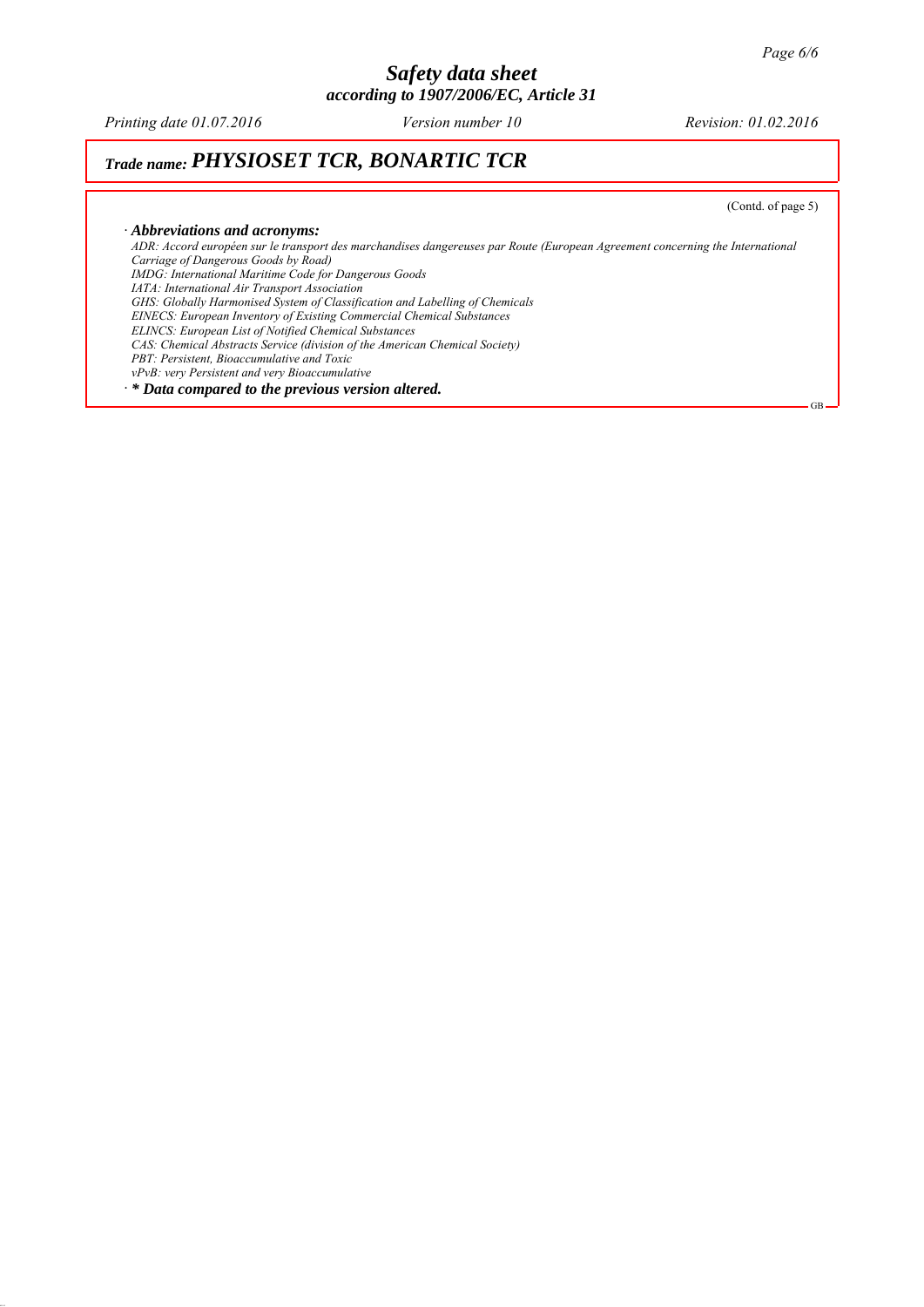*(Contd. of page 5)*

· ***Abbreviations and acronyms:***

*ADR: Accord européen sur le transport des marchandises dangereuses par Route (European Agreement concerning the International Carriage of Dangerous Goods by Road)*
*IMDG: International Maritime Code for Dangerous Goods*
*IATA: International Air Transport Association*
*GHS: Globally Harmonised System of Classification and Labelling of Chemicals*
*EINECS: European Inventory of Existing Commercial Chemical Substances*
*ELINCS: European List of Notified Chemical Substances*
*CAS: Chemical Abstracts Service (division of the American Chemical Society)*
*PBT: Persistent, Bioaccumulative and Toxic*
*vPvB: very Persistent and very Bioaccumulative*

· ***\* Data compared to the previous version altered.***

GB